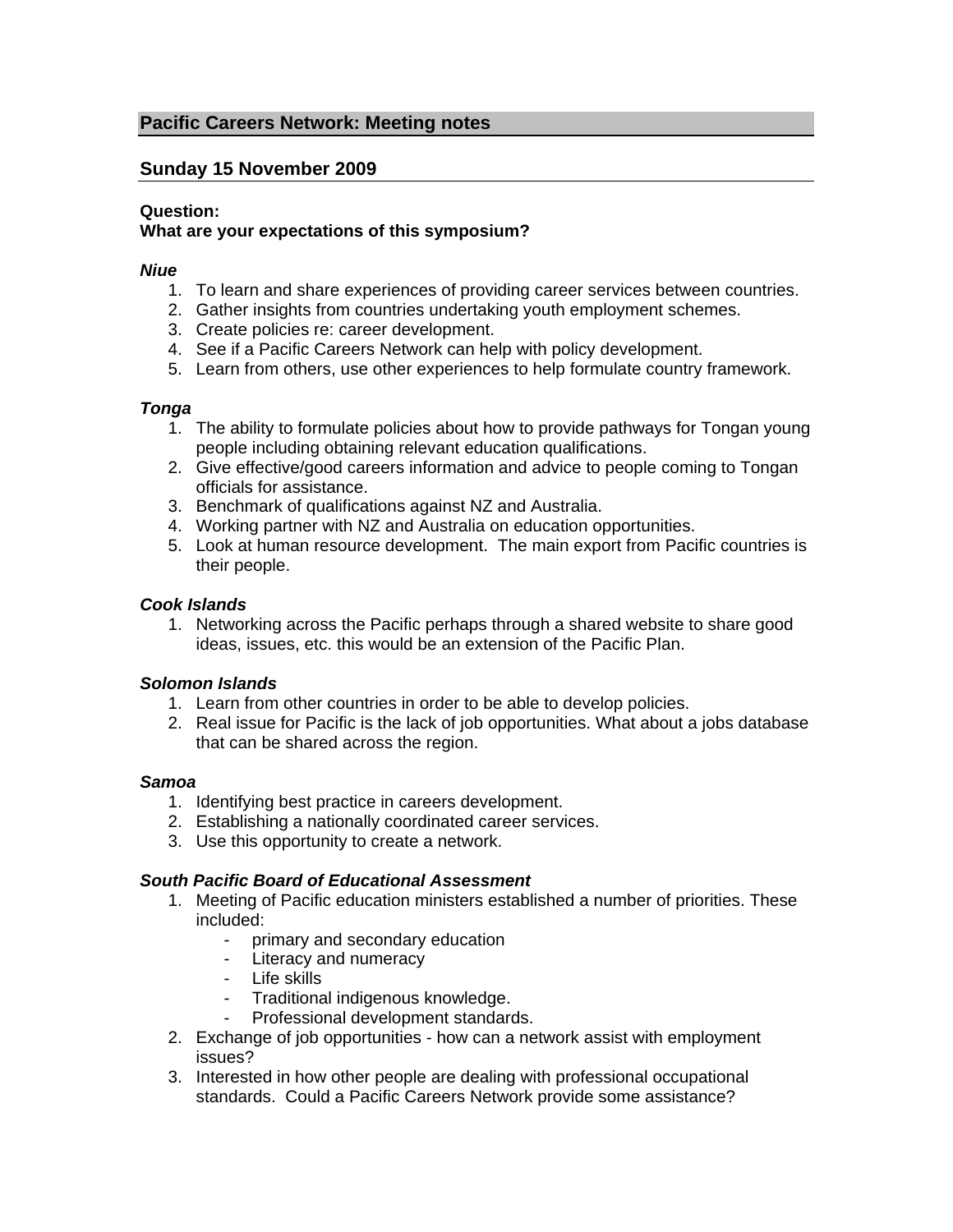## Pacific Careers Network: Meeting notes

## Sunday 15 November 2009

**Question:**
**What are your expectations of this symposium?**

***Niue***

1. To learn and share experiences of providing career services between countries.
2. Gather insights from countries undertaking youth employment schemes.
3. Create policies re: career development.
4. See if a Pacific Careers Network can help with policy development.
5. Learn from others, use other experiences to help formulate country framework.

***Tonga***

1. The ability to formulate policies about how to provide pathways for Tongan young people including obtaining relevant education qualifications.
2. Give effective/good careers information and advice to people coming to Tongan officials for assistance.
3. Benchmark of qualifications against NZ and Australia.
4. Working partner with NZ and Australia on education opportunities.
5. Look at human resource development. The main export from Pacific countries is their people.

***Cook Islands***

1. Networking across the Pacific perhaps through a shared website to share good ideas, issues, etc. this would be an extension of the Pacific Plan.

***Solomon Islands***

1. Learn from other countries in order to be able to develop policies.
2. Real issue for Pacific is the lack of job opportunities. What about a jobs database that can be shared across the region.

***Samoa***

1. Identifying best practice in careers development.
2. Establishing a nationally coordinated career services.
3. Use this opportunity to create a network.

***South Pacific Board of Educational Assessment***

1. Meeting of Pacific education ministers established a number of priorities. These included:
   - primary and secondary education
   - Literacy and numeracy
   - Life skills
   - Traditional indigenous knowledge.
   - Professional development standards.
2. Exchange of job opportunities - how can a network assist with employment issues?
3. Interested in how other people are dealing with professional occupational standards. Could a Pacific Careers Network provide some assistance?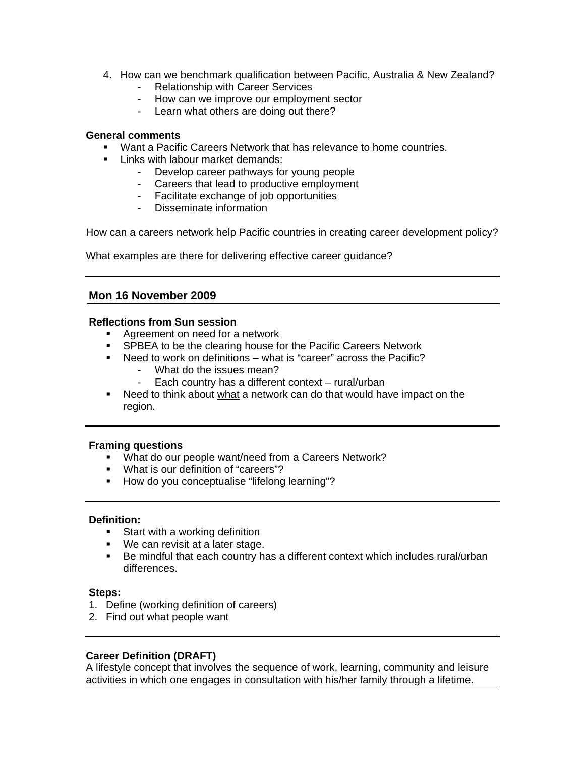4. How can we benchmark qualification between Pacific, Australia & New Zealand?
    - Relationship with Career Services
    - How can we improve our employment sector
    - Learn what others are doing out there?

**General comments**

- Want a Pacific Careers Network that has relevance to home countries.
- Links with labour market demands:
    - Develop career pathways for young people
    - Careers that lead to productive employment
    - Facilitate exchange of job opportunities
    - Disseminate information

How can a careers network help Pacific countries in creating career development policy?

What examples are there for delivering effective career guidance?

---

## Mon 16 November 2009

**Reflections from Sun session**

- Agreement on need for a network
- SPBEA to be the clearing house for the Pacific Careers Network
- Need to work on definitions – what is "career" across the Pacific?
    - What do the issues mean?
    - Each country has a different context – rural/urban
- Need to think about <u>what</u> a network can do that would have impact on the region.

---

**Framing questions**

- What do our people want/need from a Careers Network?
- What is our definition of "careers"?
- How do you conceptualise "lifelong learning"?

---

**Definition:**

- Start with a working definition
- We can revisit at a later stage.
- Be mindful that each country has a different context which includes rural/urban differences.

**Steps:**

1. Define (working definition of careers)
2. Find out what people want

---

**Career Definition (DRAFT)**

A lifestyle concept that involves the sequence of work, learning, community and leisure activities in which one engages in consultation with his/her family through a lifetime.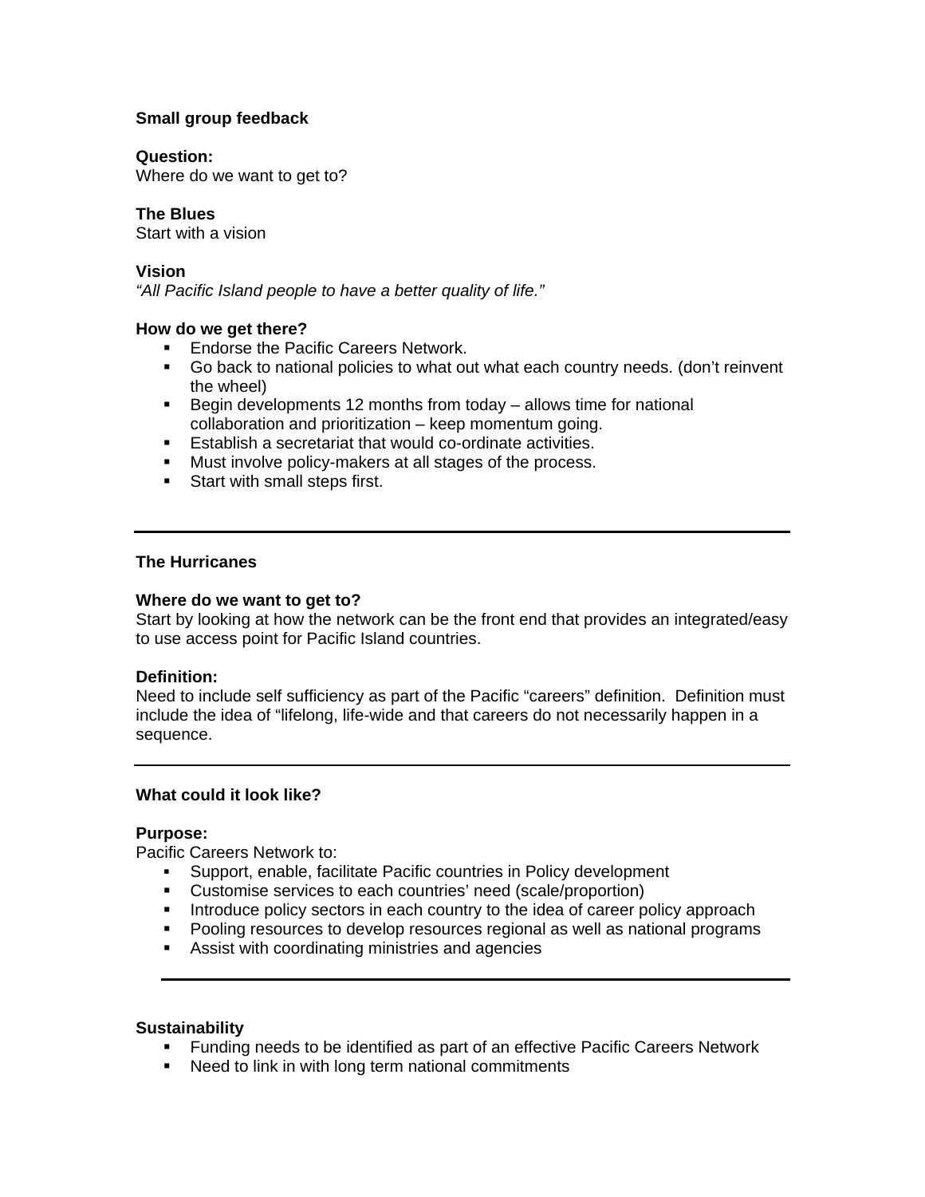**Small group feedback**

**Question:**
Where do we want to get to?

**The Blues**
Start with a vision

**Vision**
*"All Pacific Island people to have a better quality of life."*

**How do we get there?**

- Endorse the Pacific Careers Network.
- Go back to national policies to what out what each country needs. (don't reinvent the wheel)
- Begin developments 12 months from today – allows time for national collaboration and prioritization – keep momentum going.
- Establish a secretariat that would co-ordinate activities.
- Must involve policy-makers at all stages of the process.
- Start with small steps first.

---

**The Hurricanes**

**Where do we want to get to?**
Start by looking at how the network can be the front end that provides an integrated/easy to use access point for Pacific Island countries.

**Definition:**
Need to include self sufficiency as part of the Pacific "careers" definition. Definition must include the idea of "lifelong, life-wide and that careers do not necessarily happen in a sequence.

---

**What could it look like?**

**Purpose:**
Pacific Careers Network to:

- Support, enable, facilitate Pacific countries in Policy development
- Customise services to each countries' need (scale/proportion)
- Introduce policy sectors in each country to the idea of career policy approach
- Pooling resources to develop resources regional as well as national programs
- Assist with coordinating ministries and agencies

---

**Sustainability**

- Funding needs to be identified as part of an effective Pacific Careers Network
- Need to link in with long term national commitments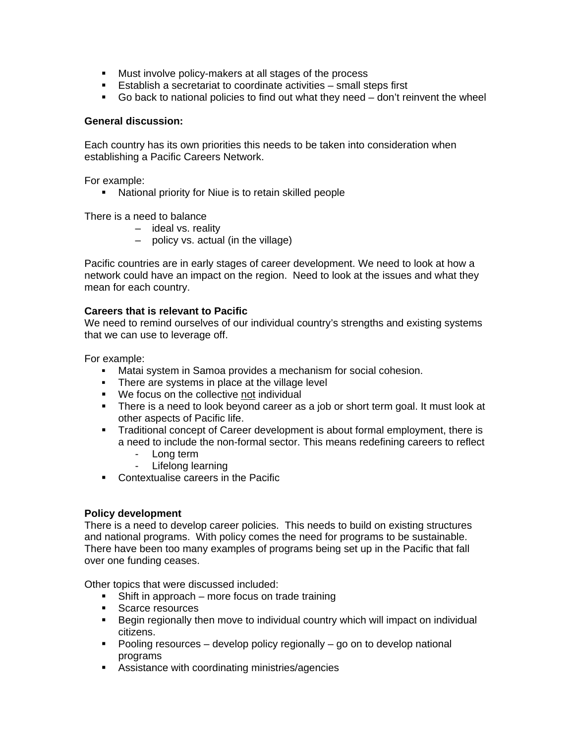- Must involve policy-makers at all stages of the process
- Establish a secretariat to coordinate activities – small steps first
- Go back to national policies to find out what they need – don't reinvent the wheel

**General discussion:**

Each country has its own priorities this needs to be taken into consideration when establishing a Pacific Careers Network.

For example:

- National priority for Niue is to retain skilled people

There is a need to balance

- ideal vs. reality
- policy vs. actual (in the village)

Pacific countries are in early stages of career development. We need to look at how a network could have an impact on the region. Need to look at the issues and what they mean for each country.

**Careers that is relevant to Pacific**

We need to remind ourselves of our individual country's strengths and existing systems that we can use to leverage off.

For example:

- Matai system in Samoa provides a mechanism for social cohesion.
- There are systems in place at the village level
- We focus on the collective <u>not</u> individual
- There is a need to look beyond career as a job or short term goal. It must look at other aspects of Pacific life.
- Traditional concept of Career development is about formal employment, there is a need to include the non-formal sector. This means redefining careers to reflect
  - Long term
  - Lifelong learning
- Contextualise careers in the Pacific

**Policy development**

There is a need to develop career policies. This needs to build on existing structures and national programs. With policy comes the need for programs to be sustainable. There have been too many examples of programs being set up in the Pacific that fall over one funding ceases.

Other topics that were discussed included:

- Shift in approach – more focus on trade training
- Scarce resources
- Begin regionally then move to individual country which will impact on individual citizens.
- Pooling resources – develop policy regionally – go on to develop national programs
- Assistance with coordinating ministries/agencies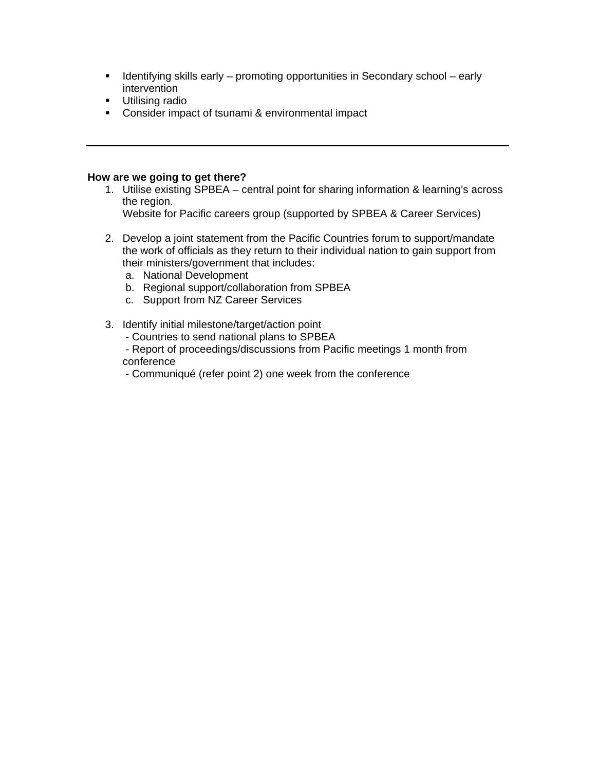- Identifying skills early – promoting opportunities in Secondary school – early intervention
- Utilising radio
- Consider impact of tsunami & environmental impact

---

**How are we going to get there?**

1. Utilise existing SPBEA – central point for sharing information & learning's across the region.
   Website for Pacific careers group (supported by SPBEA & Career Services)

2. Develop a joint statement from the Pacific Countries forum to support/mandate the work of officials as they return to their individual nation to gain support from their ministers/government that includes:
   a. National Development
   b. Regional support/collaboration from SPBEA
   c. Support from NZ Career Services

3. Identify initial milestone/target/action point
   - Countries to send national plans to SPBEA
   - Report of proceedings/discussions from Pacific meetings 1 month from conference
   - Communiqué (refer point 2) one week from the conference